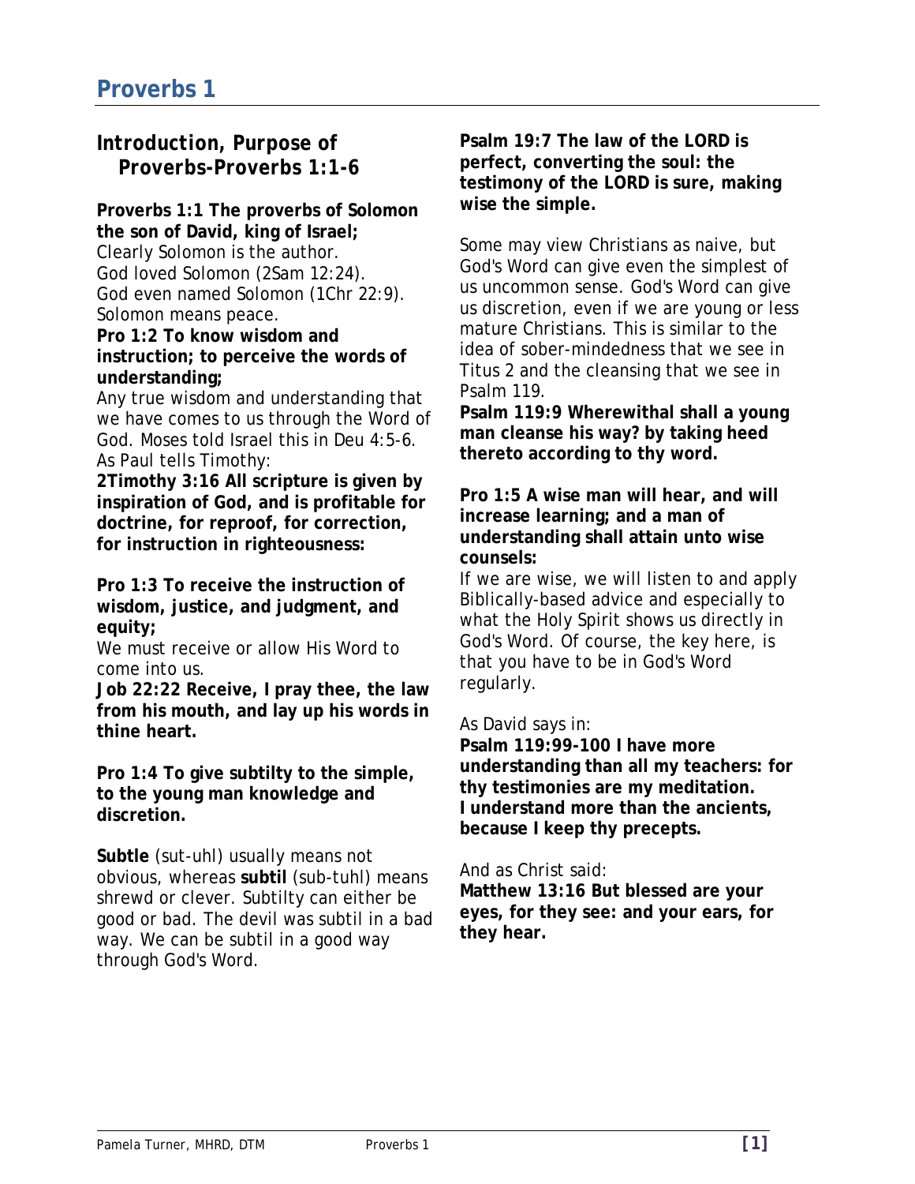# Proverbs 1

## *Introduction, Purpose of Proverbs-Proverbs 1:1-6*

**Proverbs 1:1 The proverbs of Solomon the son of David, king of Israel;**
Clearly Solomon is the author.
God loved Solomon (2Sam 12:24).
God even named Solomon (1Chr 22:9).
Solomon means peace.

**Pro 1:2 To know wisdom and instruction; to perceive the words of understanding;**
Any true wisdom and understanding that we have comes to us through the Word of God. Moses told Israel this in Deu 4:5-6. As Paul tells Timothy:

**2Timothy 3:16 All scripture is given by inspiration of God, and is profitable for doctrine, for reproof, for correction, for instruction in righteousness:**

**Pro 1:3 To receive the instruction of wisdom, justice, and judgment, and equity;**
We must receive or allow His Word to come into us.

**Job 22:22 Receive, I pray thee, the law from his mouth, and lay up his words in thine heart.**

**Pro 1:4 To give subtilty to the simple, to the young man knowledge and discretion.**

**Subtle** (sut-uhl) usually means not obvious, whereas **subtil** (sub-tuhl) means shrewd or clever. Subtilty can either be good or bad. The devil was subtil in a bad way. We can be subtil in a good way through God's Word.

**Psalm 19:7 The law of the LORD is perfect, converting the soul: the testimony of the LORD is sure, making wise the simple.**

Some may view Christians as naive, but God's Word can give even the simplest of us uncommon sense. God's Word can give us discretion, even if we are young or less mature Christians. This is similar to the idea of sober-mindedness that we see in Titus 2 and the cleansing that we see in Psalm 119.

**Psalm 119:9 Wherewithal shall a young man cleanse his way? by taking heed thereto according to thy word.**

**Pro 1:5 A wise man will hear, and will increase learning; and a man of understanding shall attain unto wise counsels:**
If we are wise, we will listen to and apply Biblically-based advice and especially to what the Holy Spirit shows us directly in God's Word. Of course, the key here, is that you have to be in God's Word regularly.

As David says in:
**Psalm 119:99-100 I have more understanding than all my teachers: for thy testimonies are my meditation.**
**I understand more than the ancients, because I keep thy precepts.**

And as Christ said:
**Matthew 13:16 But blessed are your eyes, for they see: and your ears, for they hear.**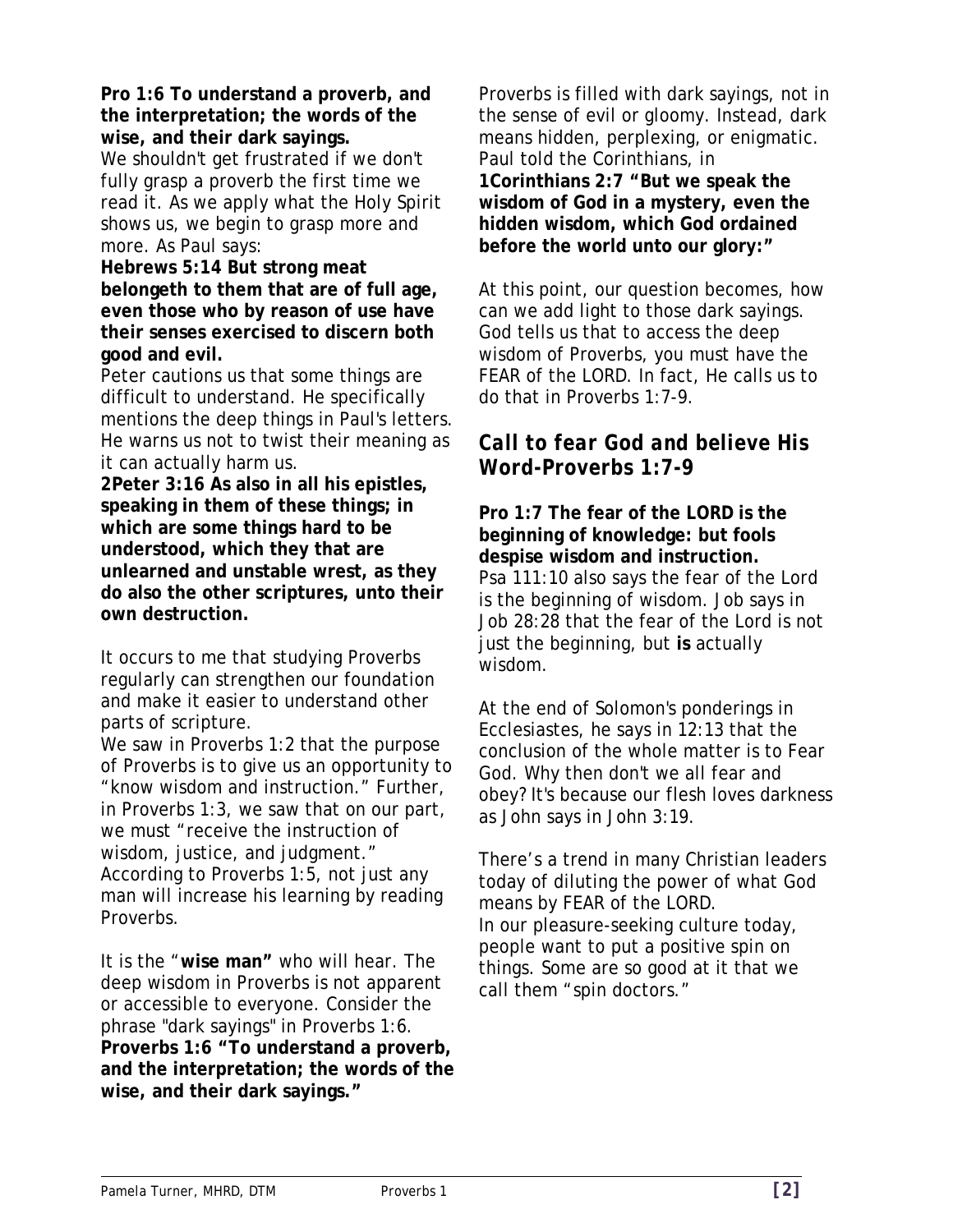**Pro 1:6 To understand a proverb, and the interpretation; the words of the wise, and their dark sayings.**

We shouldn't get frustrated if we don't fully grasp a proverb the first time we read it. As we apply what the Holy Spirit shows us, we begin to grasp more and more. As Paul says:

**Hebrews 5:14 But strong meat belongeth to them that are of full age, even those who by reason of use have their senses exercised to discern both good and evil.**

Peter cautions us that some things are difficult to understand. He specifically mentions the deep things in Paul's letters. He warns us not to twist their meaning as it can actually harm us.

**2Peter 3:16 As also in all his epistles, speaking in them of these things; in which are some things hard to be understood, which they that are unlearned and unstable wrest, as they do also the other scriptures, unto their own destruction.**

It occurs to me that studying Proverbs regularly can strengthen our foundation and make it easier to understand other parts of scripture.

We saw in Proverbs 1:2 that the purpose of Proverbs is to give us an opportunity to "know wisdom and instruction." Further, in Proverbs 1:3, we saw that on our part, we must "receive the instruction of wisdom, justice, and judgment." According to Proverbs 1:5, not just any man will increase his learning by reading Proverbs.

It is the "**wise man"** who will hear. The deep wisdom in Proverbs is not apparent or accessible to everyone. Consider the phrase "dark sayings" in Proverbs 1:6.

**Proverbs 1:6 "To understand a proverb, and the interpretation; the words of the wise, and their dark sayings."**

Proverbs is filled with dark sayings, not in the sense of evil or gloomy. Instead, dark means hidden, perplexing, or enigmatic. Paul told the Corinthians, in

**1Corinthians 2:7 "But we speak the wisdom of God in a mystery, even the hidden wisdom, which God ordained before the world unto our glory:"**

At this point, our question becomes, how can we add light to those dark sayings. God tells us that to access the deep wisdom of Proverbs, you must have the FEAR of the LORD. In fact, He calls us to do that in Proverbs 1:7-9.

## *Call to fear God and believe His Word-Proverbs 1:7-9*

**Pro 1:7 The fear of the LORD is the beginning of knowledge: but fools despise wisdom and instruction.**

Psa 111:10 also says the fear of the Lord is the beginning of wisdom. Job says in Job 28:28 that the fear of the Lord is not just the beginning, but **is** actually wisdom.

At the end of Solomon's ponderings in Ecclesiastes, he says in 12:13 that the conclusion of the whole matter is to Fear God. Why then don't we all fear and obey? It's because our flesh loves darkness as John says in John 3:19.

There's a trend in many Christian leaders today of diluting the power of what God means by FEAR of the LORD.

In our pleasure-seeking culture today, people want to put a positive spin on things. Some are so good at it that we call them "spin doctors."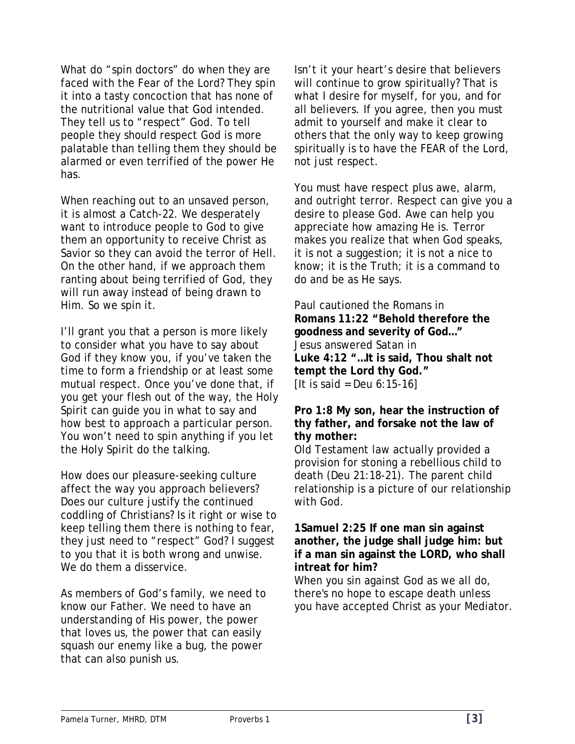What do "spin doctors" do when they are faced with the Fear of the Lord? They spin it into a tasty concoction that has none of the nutritional value that God intended. They tell us to "respect" God. To tell people they should respect God is more palatable than telling them they should be alarmed or even terrified of the power He has.

When reaching out to an unsaved person, it is almost a Catch-22. We desperately want to introduce people to God to give them an opportunity to receive Christ as Savior so they can avoid the terror of Hell. On the other hand, if we approach them ranting about being terrified of God, they will run away instead of being drawn to Him. So we spin it.

I'll grant you that a person is more likely to consider what you have to say about God if they know you, if you've taken the time to form a friendship or at least some mutual respect. Once you've done that, if you get your flesh out of the way, the Holy Spirit can guide you in what to say and how best to approach a particular person. You won't need to spin anything if you let the Holy Spirit do the talking.

How does our pleasure-seeking culture affect the way you approach believers? Does our culture justify the continued coddling of Christians? Is it right or wise to keep telling them there is nothing to fear, they just need to "respect" God? I suggest to you that it is both wrong and unwise. We do them a disservice.

As members of God's family, we need to know our Father. We need to have an understanding of His power, the power that loves us, the power that can easily squash our enemy like a bug, the power that can also punish us.

Isn't it your heart's desire that believers will continue to grow spiritually? That is what I desire for myself, for you, and for all believers. If you agree, then you must admit to yourself and make it clear to others that the only way to keep growing spiritually is to have the FEAR of the Lord, not just respect.

You must have respect plus awe, alarm, and outright terror. Respect can give you a desire to please God. Awe can help you appreciate how amazing He is. Terror makes you realize that when God speaks, it is not a suggestion; it is not a nice to know; it is the Truth; it is a command to do and be as He says.

Paul cautioned the Romans in
**Romans 11:22 "Behold therefore the goodness and severity of God…"**
Jesus answered Satan in
**Luke 4:12 "…It is said, Thou shalt not tempt the Lord thy God."**
[It is said = Deu 6:15-16]

**Pro 1:8 My son, hear the instruction of thy father, and forsake not the law of thy mother:**
Old Testament law actually provided a provision for stoning a rebellious child to death (Deu 21:18-21). The parent child relationship is a picture of our relationship with God.

**1Samuel 2:25 If one man sin against another, the judge shall judge him: but if a man sin against the LORD, who shall intreat for him?**
When you sin against God as we all do, there's no hope to escape death unless you have accepted Christ as your Mediator.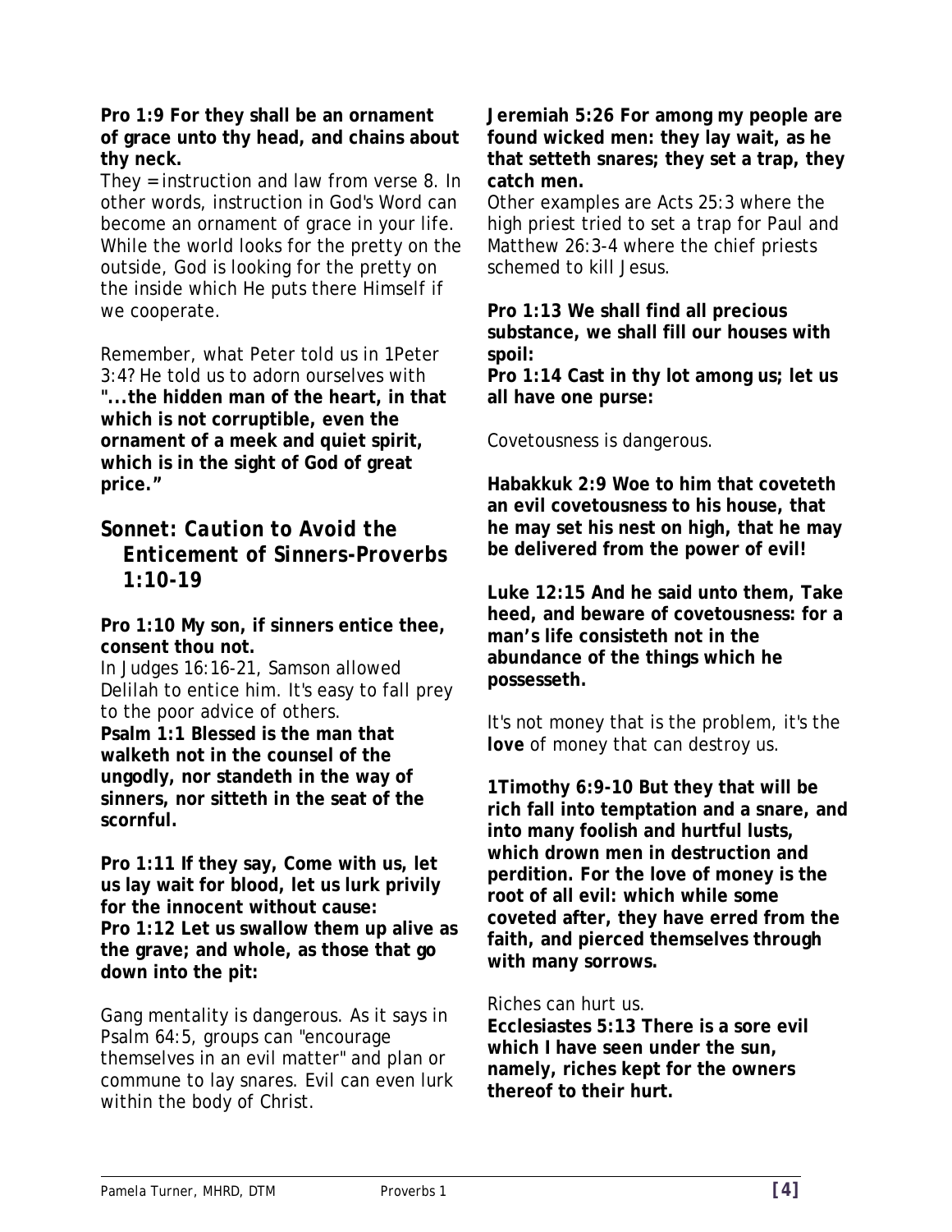**Pro 1:9 For they shall be an ornament of grace unto thy head, and chains about thy neck.**

They = instruction and law from verse 8. In other words, instruction in God's Word can become an ornament of grace in your life. While the world looks for the pretty on the outside, God is looking for the pretty on the inside which He puts there Himself if we cooperate.

Remember, what Peter told us in 1Peter 3:4? He told us to adorn ourselves with **"...the hidden man of the heart, in that which is not corruptible, even the ornament of a meek and quiet spirit, which is in the sight of God of great price."**

## *Sonnet: Caution to Avoid the Enticement of Sinners-Proverbs 1:10-19*

**Pro 1:10 My son, if sinners entice thee, consent thou not.**

In Judges 16:16-21, Samson allowed Delilah to entice him. It's easy to fall prey to the poor advice of others.

**Psalm 1:1 Blessed is the man that walketh not in the counsel of the ungodly, nor standeth in the way of sinners, nor sitteth in the seat of the scornful.**

**Pro 1:11 If they say, Come with us, let us lay wait for blood, let us lurk privily for the innocent without cause:**
**Pro 1:12 Let us swallow them up alive as the grave; and whole, as those that go down into the pit:**

Gang mentality is dangerous. As it says in Psalm 64:5, groups can "encourage themselves in an evil matter" and plan or commune to lay snares. Evil can even lurk within the body of Christ.

**Jeremiah 5:26 For among my people are found wicked men: they lay wait, as he that setteth snares; they set a trap, they catch men.**

Other examples are Acts 25:3 where the high priest tried to set a trap for Paul and Matthew 26:3-4 where the chief priests schemed to kill Jesus.

**Pro 1:13 We shall find all precious substance, we shall fill our houses with spoil:**
**Pro 1:14 Cast in thy lot among us; let us all have one purse:**

Covetousness is dangerous.

**Habakkuk 2:9 Woe to him that coveteth an evil covetousness to his house, that he may set his nest on high, that he may be delivered from the power of evil!**

**Luke 12:15 And he said unto them, Take heed, and beware of covetousness: for a man's life consisteth not in the abundance of the things which he possesseth.**

It's not money that is the problem, it's the **love** of money that can destroy us.

**1Timothy 6:9-10 But they that will be rich fall into temptation and a snare, and into many foolish and hurtful lusts, which drown men in destruction and perdition. For the love of money is the root of all evil: which while some coveted after, they have erred from the faith, and pierced themselves through with many sorrows.**

Riches can hurt us.

**Ecclesiastes 5:13 There is a sore evil which I have seen under the sun, namely, riches kept for the owners thereof to their hurt.**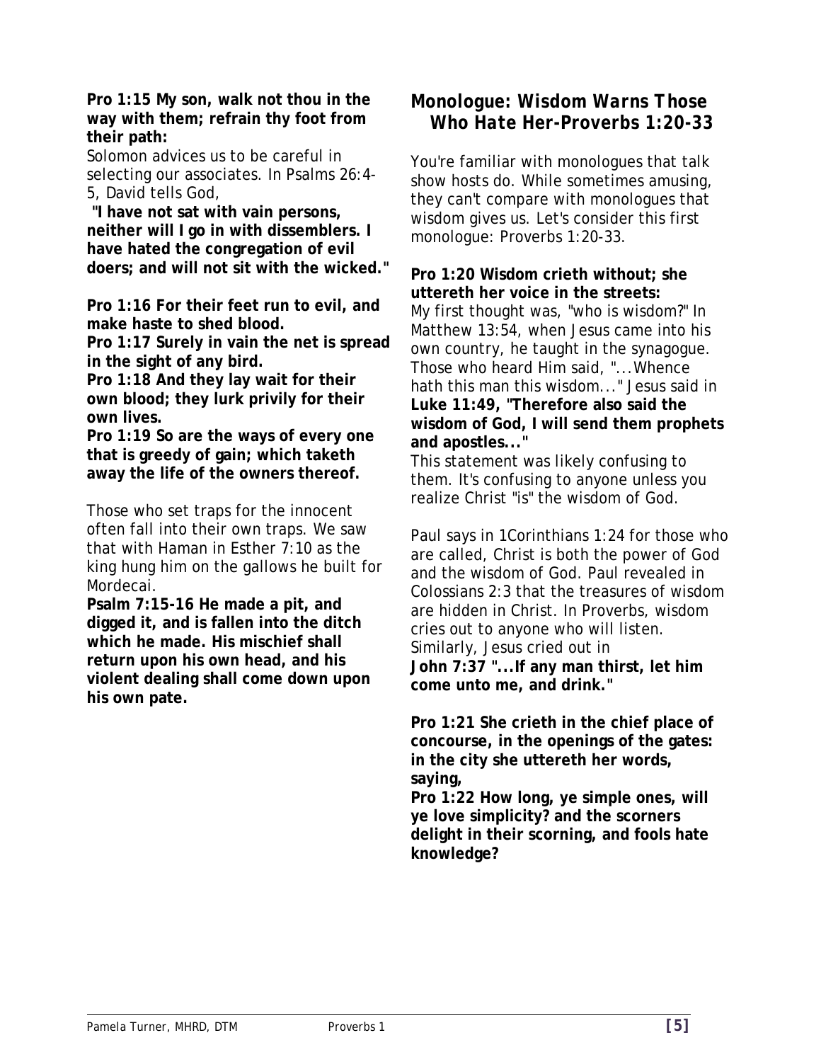**Pro 1:15 My son, walk not thou in the way with them; refrain thy foot from their path:**

Solomon advices us to be careful in selecting our associates. In Psalms 26:4-5, David tells God,

**"I have not sat with vain persons, neither will I go in with dissemblers. I have hated the congregation of evil doers; and will not sit with the wicked."**

**Pro 1:16 For their feet run to evil, and make haste to shed blood.**
**Pro 1:17 Surely in vain the net is spread in the sight of any bird.**
**Pro 1:18 And they lay wait for their own blood; they lurk privily for their own lives.**
**Pro 1:19 So are the ways of every one that is greedy of gain; which taketh away the life of the owners thereof.**

Those who set traps for the innocent often fall into their own traps. We saw that with Haman in Esther 7:10 as the king hung him on the gallows he built for Mordecai.

**Psalm 7:15-16 He made a pit, and digged it, and is fallen into the ditch which he made. His mischief shall return upon his own head, and his violent dealing shall come down upon his own pate.**

## *Monologue: Wisdom Warns Those Who Hate Her-Proverbs 1:20-33*

You're familiar with monologues that talk show hosts do. While sometimes amusing, they can't compare with monologues that wisdom gives us. Let's consider this first monologue: Proverbs 1:20-33.

**Pro 1:20 Wisdom crieth without; she uttereth her voice in the streets:**

My first thought was, "who is wisdom?" In Matthew 13:54, when Jesus came into his own country, he taught in the synagogue. Those who heard Him said, "...Whence hath this man this wisdom..." Jesus said in **Luke 11:49, "Therefore also said the wisdom of God, I will send them prophets and apostles..."**

This statement was likely confusing to them. It's confusing to anyone unless you realize Christ "is" the wisdom of God.

Paul says in 1Corinthians 1:24 for those who are called, Christ is both the power of God and the wisdom of God. Paul revealed in Colossians 2:3 that the treasures of wisdom are hidden in Christ. In Proverbs, wisdom cries out to anyone who will listen. Similarly, Jesus cried out in

**John 7:37 "...If any man thirst, let him come unto me, and drink."**

**Pro 1:21 She crieth in the chief place of concourse, in the openings of the gates: in the city she uttereth her words, saying,**
**Pro 1:22 How long, ye simple ones, will ye love simplicity? and the scorners delight in their scorning, and fools hate knowledge?**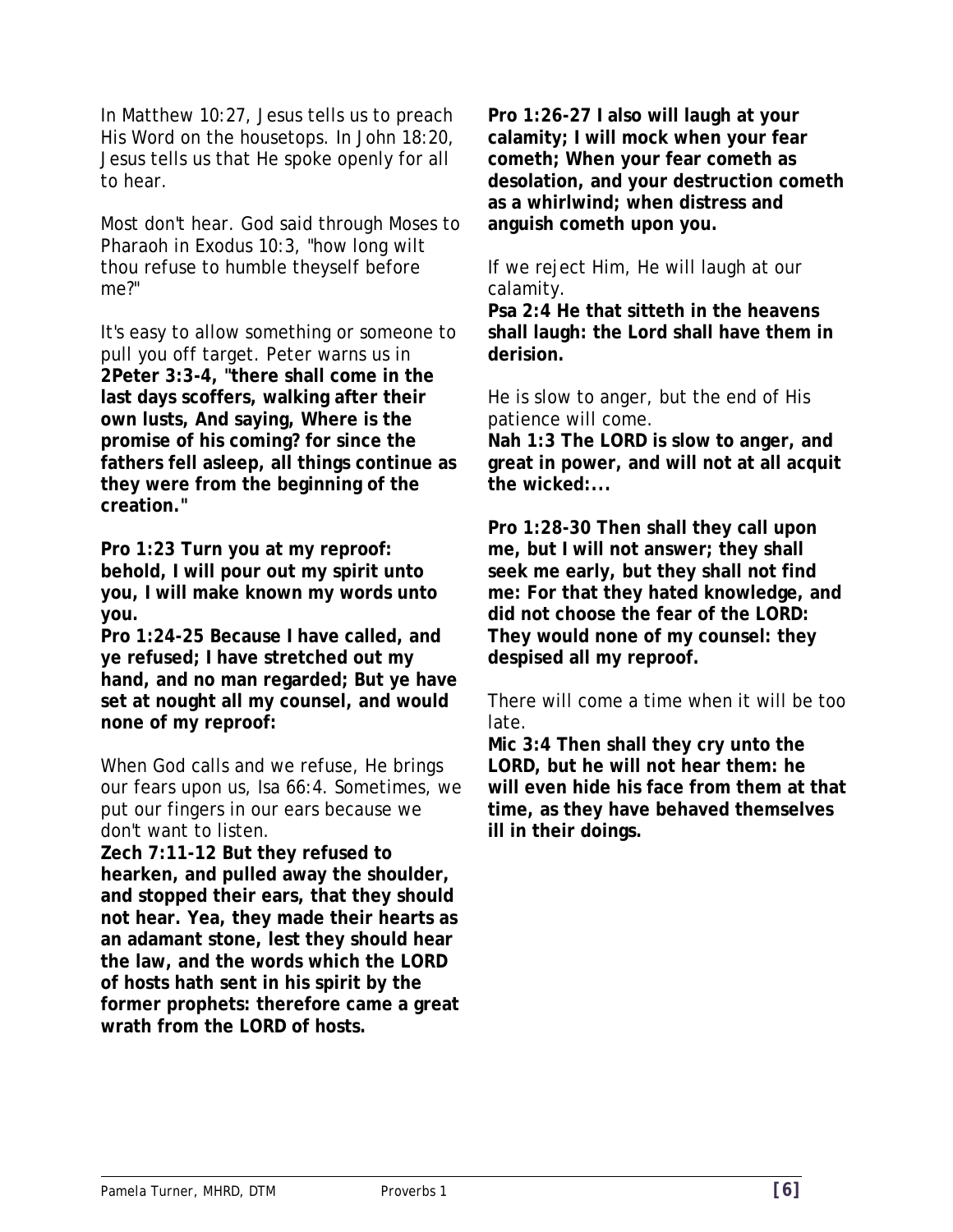In Matthew 10:27, Jesus tells us to preach His Word on the housetops. In John 18:20, Jesus tells us that He spoke openly for all to hear.

Most don't hear. God said through Moses to Pharaoh in Exodus 10:3, "how long wilt thou refuse to humble theyself before me?"

It's easy to allow something or someone to pull you off target. Peter warns us in **2Peter 3:3-4, "there shall come in the last days scoffers, walking after their own lusts, And saying, Where is the promise of his coming? for since the fathers fell asleep, all things continue as they were from the beginning of the creation."**

**Pro 1:23 Turn you at my reproof: behold, I will pour out my spirit unto you, I will make known my words unto you.**
**Pro 1:24-25 Because I have called, and ye refused; I have stretched out my hand, and no man regarded; But ye have set at nought all my counsel, and would none of my reproof:**

When God calls and we refuse, He brings our fears upon us, Isa 66:4. Sometimes, we put our fingers in our ears because we don't want to listen.
**Zech 7:11-12 But they refused to hearken, and pulled away the shoulder, and stopped their ears, that they should not hear. Yea, they made their hearts as an adamant stone, lest they should hear the law, and the words which the LORD of hosts hath sent in his spirit by the former prophets: therefore came a great wrath from the LORD of hosts.**

**Pro 1:26-27 I also will laugh at your calamity; I will mock when your fear cometh; When your fear cometh as desolation, and your destruction cometh as a whirlwind; when distress and anguish cometh upon you.**

If we reject Him, He will laugh at our calamity.
**Psa 2:4 He that sitteth in the heavens shall laugh: the Lord shall have them in derision.**

He is slow to anger, but the end of His patience will come.
**Nah 1:3 The LORD is slow to anger, and great in power, and will not at all acquit the wicked:...**

**Pro 1:28-30 Then shall they call upon me, but I will not answer; they shall seek me early, but they shall not find me: For that they hated knowledge, and did not choose the fear of the LORD: They would none of my counsel: they despised all my reproof.**

There will come a time when it will be too late.
**Mic 3:4 Then shall they cry unto the LORD, but he will not hear them: he will even hide his face from them at that time, as they have behaved themselves ill in their doings.**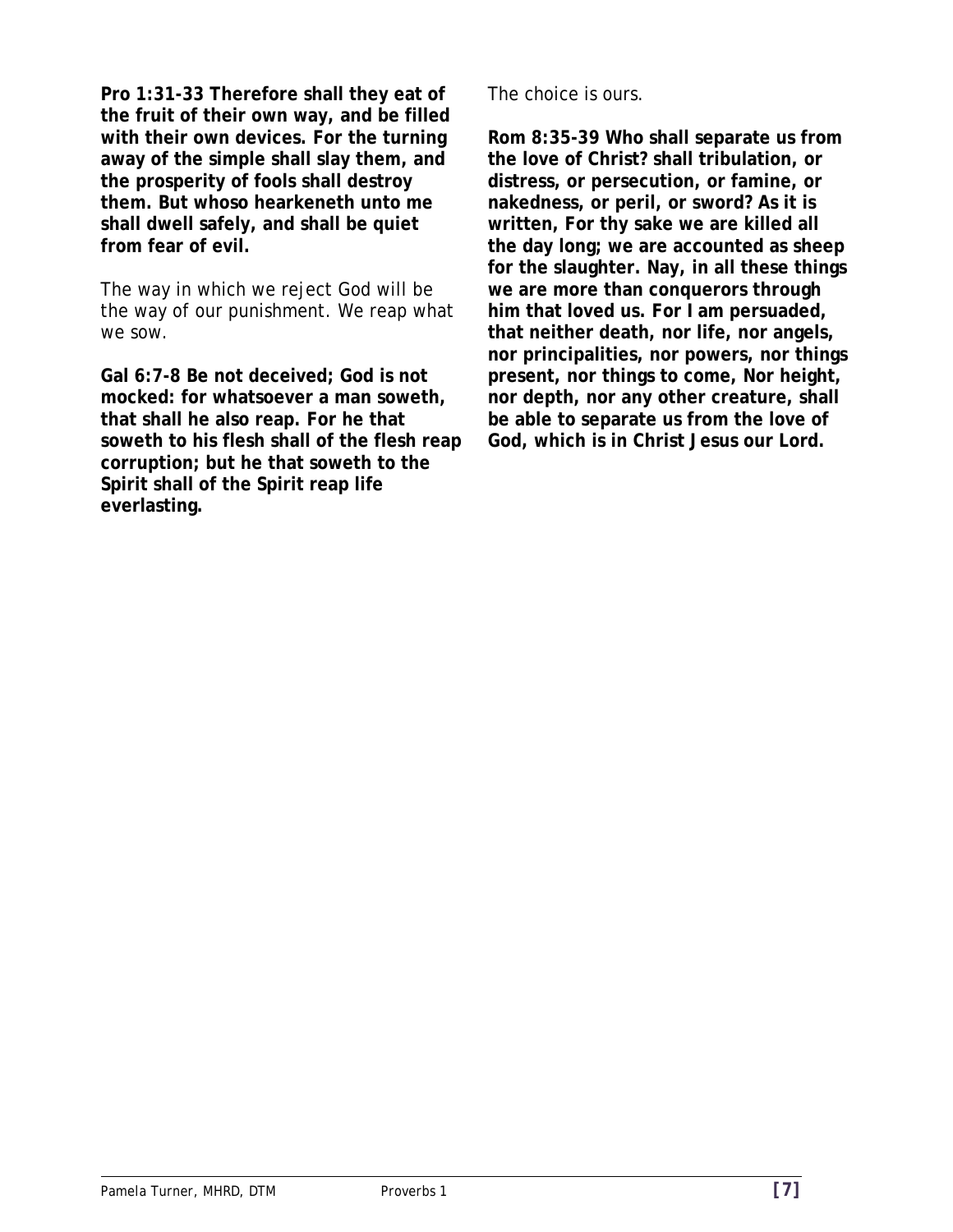**Pro 1:31-33 Therefore shall they eat of the fruit of their own way, and be filled with their own devices. For the turning away of the simple shall slay them, and the prosperity of fools shall destroy them. But whoso hearkeneth unto me shall dwell safely, and shall be quiet from fear of evil.**

The way in which we reject God will be the way of our punishment. We reap what we sow.

**Gal 6:7-8 Be not deceived; God is not mocked: for whatsoever a man soweth, that shall he also reap. For he that soweth to his flesh shall of the flesh reap corruption; but he that soweth to the Spirit shall of the Spirit reap life everlasting.**

The choice is ours.

**Rom 8:35-39 Who shall separate us from the love of Christ? shall tribulation, or distress, or persecution, or famine, or nakedness, or peril, or sword? As it is written, For thy sake we are killed all the day long; we are accounted as sheep for the slaughter. Nay, in all these things we are more than conquerors through him that loved us. For I am persuaded, that neither death, nor life, nor angels, nor principalities, nor powers, nor things present, nor things to come, Nor height, nor depth, nor any other creature, shall be able to separate us from the love of God, which is in Christ Jesus our Lord.**